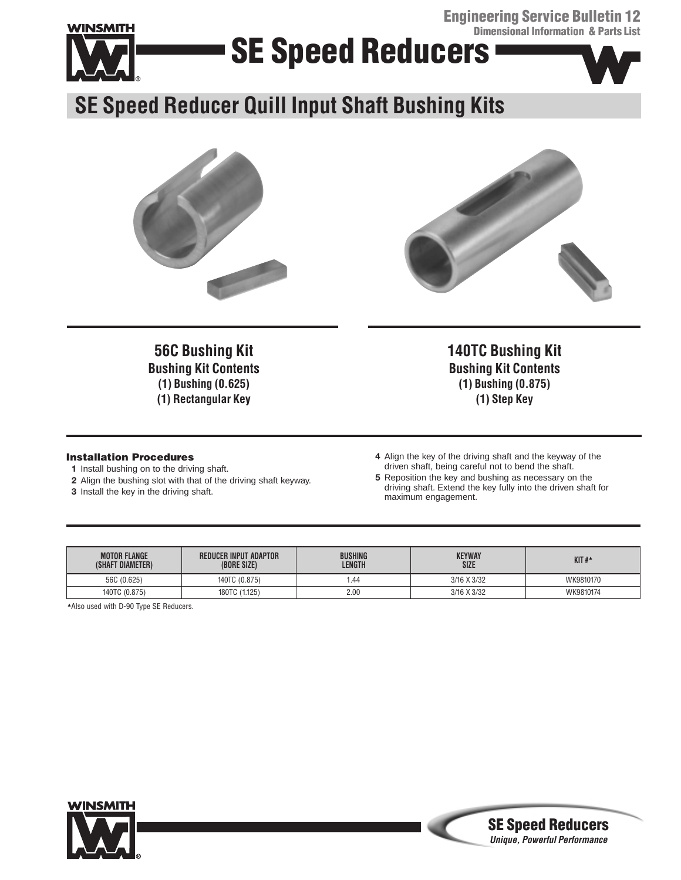**Engineering Service Bulletin 12**
**Dimensional Information & Parts List**

# SE Speed Reducers

## SE Speed Reducer Quill Input Shaft Bushing Kits

### 56C Bushing Kit

**Bushing Kit Contents**
**(1) Bushing (0.625)**
**(1) Rectangular Key**

### 140TC Bushing Kit

**Bushing Kit Contents**
**(1) Bushing (0.875)**
**(1) Step Key**

### Installation Procedures

1. Install bushing on to the driving shaft.
2. Align the bushing slot with that of the driving shaft keyway.
3. Install the key in the driving shaft.
4. Align the key of the driving shaft and the keyway of the driven shaft, being careful not to bend the shaft.
5. Reposition the key and bushing as necessary on the driving shaft. Extend the key fully into the driven shaft for maximum engagement.

| MOTOR FLANGE (SHAFT DIAMETER) | REDUCER INPUT ADAPTOR (BORE SIZE) | BUSHING LENGTH | KEYWAY SIZE | KIT #▲ |
|---|---|---|---|---|
| 56C (0.625) | 140TC (0.875) | 1.44 | 3/16 X 3/32 | WK9810170 |
| 140TC (0.875) | 180TC (1.125) | 2.00 | 3/16 X 3/32 | WK9810174 |

▲Also used with D-90 Type SE Reducers.

**SE Speed Reducers**
*Unique, Powerful Performance*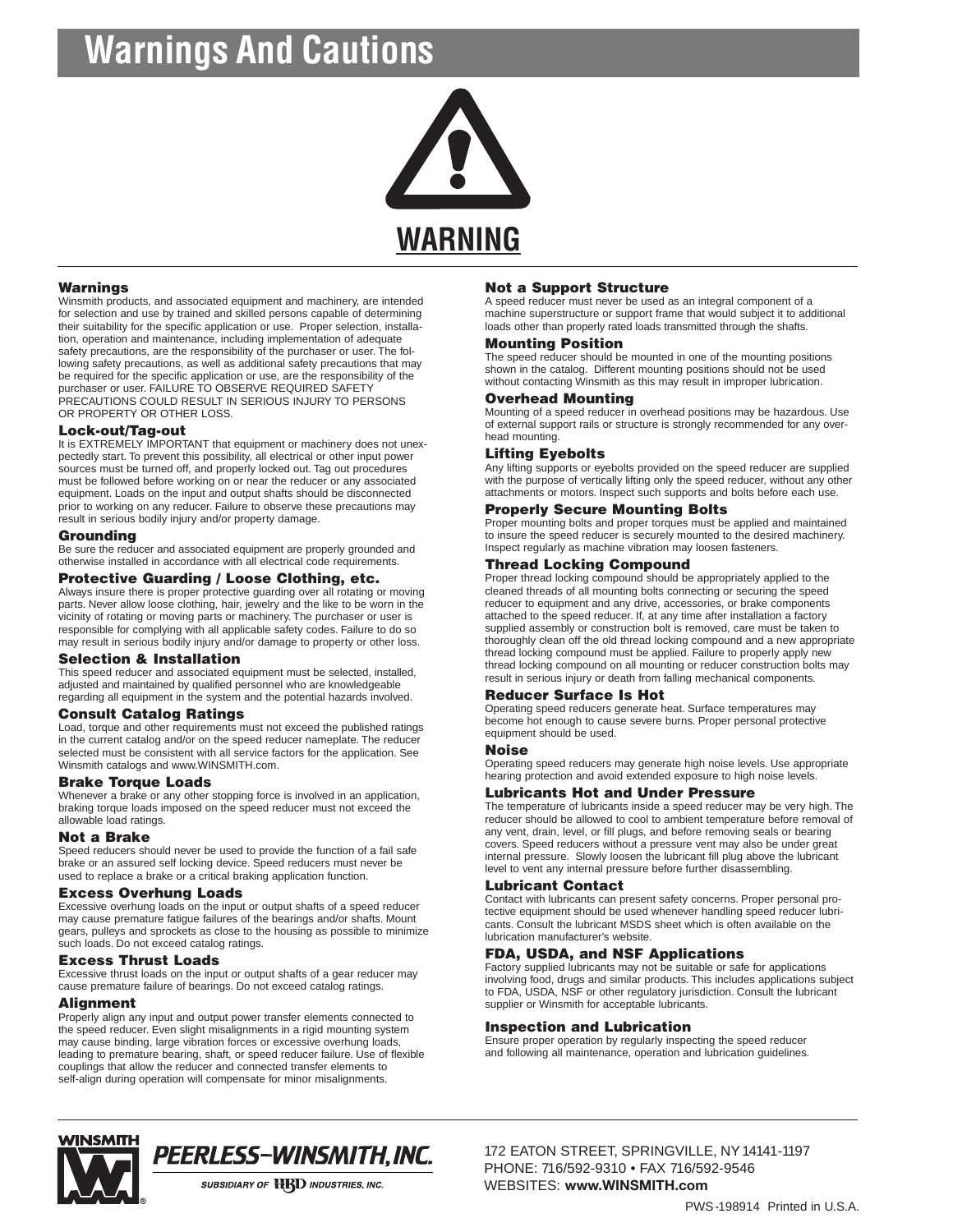# Warnings And Cautions

**WARNING**

### Warnings

Winsmith products, and associated equipment and machinery, are intended for selection and use by trained and skilled persons capable of determining their suitability for the specific application or use. Proper selection, installation, operation and maintenance, including implementation of adequate safety precautions, are the responsibility of the purchaser or user. The following safety precautions, as well as additional safety precautions that may be required for the specific application or use, are the responsibility of the purchaser or user. FAILURE TO OBSERVE REQUIRED SAFETY PRECAUTIONS COULD RESULT IN SERIOUS INJURY TO PERSONS OR PROPERTY OR OTHER LOSS.

### Lock-out/Tag-out

It is EXTREMELY IMPORTANT that equipment or machinery does not unexpectedly start. To prevent this possibility, all electrical or other input power sources must be turned off, and properly locked out. Tag out procedures must be followed before working on or near the reducer or any associated equipment. Loads on the input and output shafts should be disconnected prior to working on any reducer. Failure to observe these precautions may result in serious bodily injury and/or property damage.

### Grounding

Be sure the reducer and associated equipment are properly grounded and otherwise installed in accordance with all electrical code requirements.

### Protective Guarding / Loose Clothing, etc.

Always insure there is proper protective guarding over all rotating or moving parts. Never allow loose clothing, hair, jewelry and the like to be worn in the vicinity of rotating or moving parts or machinery. The purchaser or user is responsible for complying with all applicable safety codes. Failure to do so may result in serious bodily injury and/or damage to property or other loss.

### Selection & Installation

This speed reducer and associated equipment must be selected, installed, adjusted and maintained by qualified personnel who are knowledgeable regarding all equipment in the system and the potential hazards involved.

### Consult Catalog Ratings

Load, torque and other requirements must not exceed the published ratings in the current catalog and/or on the speed reducer nameplate. The reducer selected must be consistent with all service factors for the application. See Winsmith catalogs and www.WINSMITH.com.

### Brake Torque Loads

Whenever a brake or any other stopping force is involved in an application, braking torque loads imposed on the speed reducer must not exceed the allowable load ratings.

### Not a Brake

Speed reducers should never be used to provide the function of a fail safe brake or an assured self locking device. Speed reducers must never be used to replace a brake or a critical braking application function.

### Excess Overhung Loads

Excessive overhung loads on the input or output shafts of a speed reducer may cause premature fatigue failures of the bearings and/or shafts. Mount gears, pulleys and sprockets as close to the housing as possible to minimize such loads. Do not exceed catalog ratings.

### Excess Thrust Loads

Excessive thrust loads on the input or output shafts of a gear reducer may cause premature failure of bearings. Do not exceed catalog ratings.

### Alignment

Properly align any input and output power transfer elements connected to the speed reducer. Even slight misalignments in a rigid mounting system may cause binding, large vibration forces or excessive overhung loads, leading to premature bearing, shaft, or speed reducer failure. Use of flexible couplings that allow the reducer and connected transfer elements to self-align during operation will compensate for minor misalignments.

### Not a Support Structure

A speed reducer must never be used as an integral component of a machine superstructure or support frame that would subject it to additional loads other than properly rated loads transmitted through the shafts.

### Mounting Position

The speed reducer should be mounted in one of the mounting positions shown in the catalog. Different mounting positions should not be used without contacting Winsmith as this may result in improper lubrication.

### Overhead Mounting

Mounting of a speed reducer in overhead positions may be hazardous. Use of external support rails or structure is strongly recommended for any overhead mounting.

### Lifting Eyebolts

Any lifting supports or eyebolts provided on the speed reducer are supplied with the purpose of vertically lifting only the speed reducer, without any other attachments or motors. Inspect such supports and bolts before each use.

### Properly Secure Mounting Bolts

Proper mounting bolts and proper torques must be applied and maintained to insure the speed reducer is securely mounted to the desired machinery. Inspect regularly as machine vibration may loosen fasteners.

### Thread Locking Compound

Proper thread locking compound should be appropriately applied to the cleaned threads of all mounting bolts connecting or securing the speed reducer to equipment and any drive, accessories, or brake components attached to the speed reducer. If, at any time after installation a factory supplied assembly or construction bolt is removed, care must be taken to thoroughly clean off the old thread locking compound and a new appropriate thread locking compound must be applied. Failure to properly apply new thread locking compound on all mounting or reducer construction bolts may result in serious injury or death from falling mechanical components.

### Reducer Surface Is Hot

Operating speed reducers generate heat. Surface temperatures may become hot enough to cause severe burns. Proper personal protective equipment should be used.

### Noise

Operating speed reducers may generate high noise levels. Use appropriate hearing protection and avoid extended exposure to high noise levels.

### Lubricants Hot and Under Pressure

The temperature of lubricants inside a speed reducer may be very high. The reducer should be allowed to cool to ambient temperature before removal of any vent, drain, level, or fill plugs, and before removing seals or bearing covers. Speed reducers without a pressure vent may also be under great internal pressure. Slowly loosen the lubricant fill plug above the lubricant level to vent any internal pressure before further disassembling.

### Lubricant Contact

Contact with lubricants can present safety concerns. Proper personal protective equipment should be used whenever handling speed reducer lubricants. Consult the lubricant MSDS sheet which is often available on the lubrication manufacturer's website.

### FDA, USDA, and NSF Applications

Factory supplied lubricants may not be suitable or safe for applications involving food, drugs and similar products. This includes applications subject to FDA, USDA, NSF or other regulatory jurisdiction. Consult the lubricant supplier or Winsmith for acceptable lubricants.

### Inspection and Lubrication

Ensure proper operation by regularly inspecting the speed reducer and following all maintenance, operation and lubrication guidelines.

WINSMITH

PEERLESS-WINSMITH, INC.

SUBSIDIARY OF HBD INDUSTRIES, INC.

172 EATON STREET, SPRINGVILLE, NY 14141-1197
PHONE: 716/592-9310 • FAX 716/592-9546
WEBSITES: **www.WINSMITH.com**

PWS-198914 Printed in U.S.A.